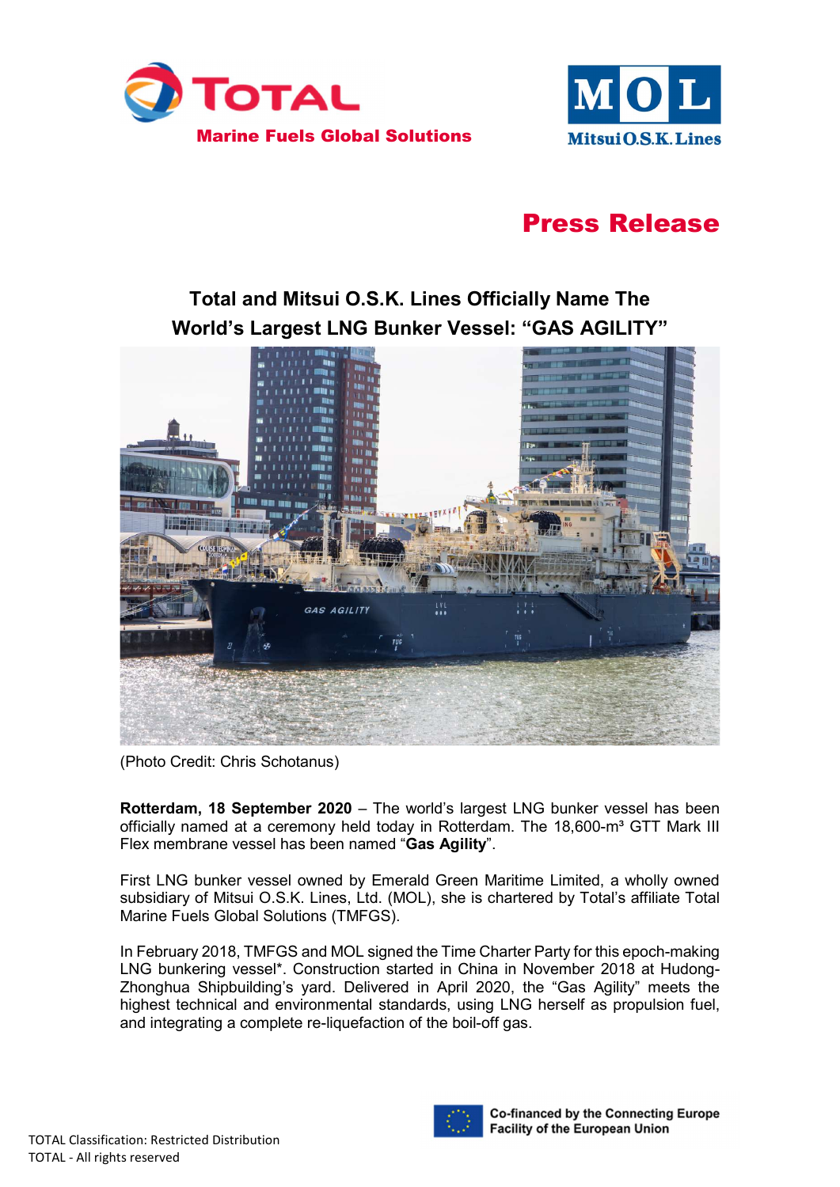Marine Fuels Global Solutions

# Press Release

## Total and Mitsui O.S.K. Lines Officially Name The World's Largest LNG Bunker Vessel: "GAS AGILITY"

(Photo Credit: Chris Schotanus)

**Rotterdam, 18 September 2020** – The world's largest LNG bunker vessel has been officially named at a ceremony held today in Rotterdam. The 18,600-m³ GTT Mark III Flex membrane vessel has been named "**Gas Agility**".

First LNG bunker vessel owned by Emerald Green Maritime Limited, a wholly owned subsidiary of Mitsui O.S.K. Lines, Ltd. (MOL), she is chartered by Total's affiliate Total Marine Fuels Global Solutions (TMFGS).

In February 2018, TMFGS and MOL signed the Time Charter Party for this epoch-making LNG bunkering vessel*. Construction started in China in November 2018 at Hudong-Zhonghua Shipbuilding's yard. Delivered in April 2020, the "Gas Agility" meets the highest technical and environmental standards, using LNG herself as propulsion fuel, and integrating a complete re-liquefaction of the boil-off gas.

Co-financed by the Connecting Europe Facility of the European Union

TOTAL Classification: Restricted Distribution
TOTAL - All rights reserved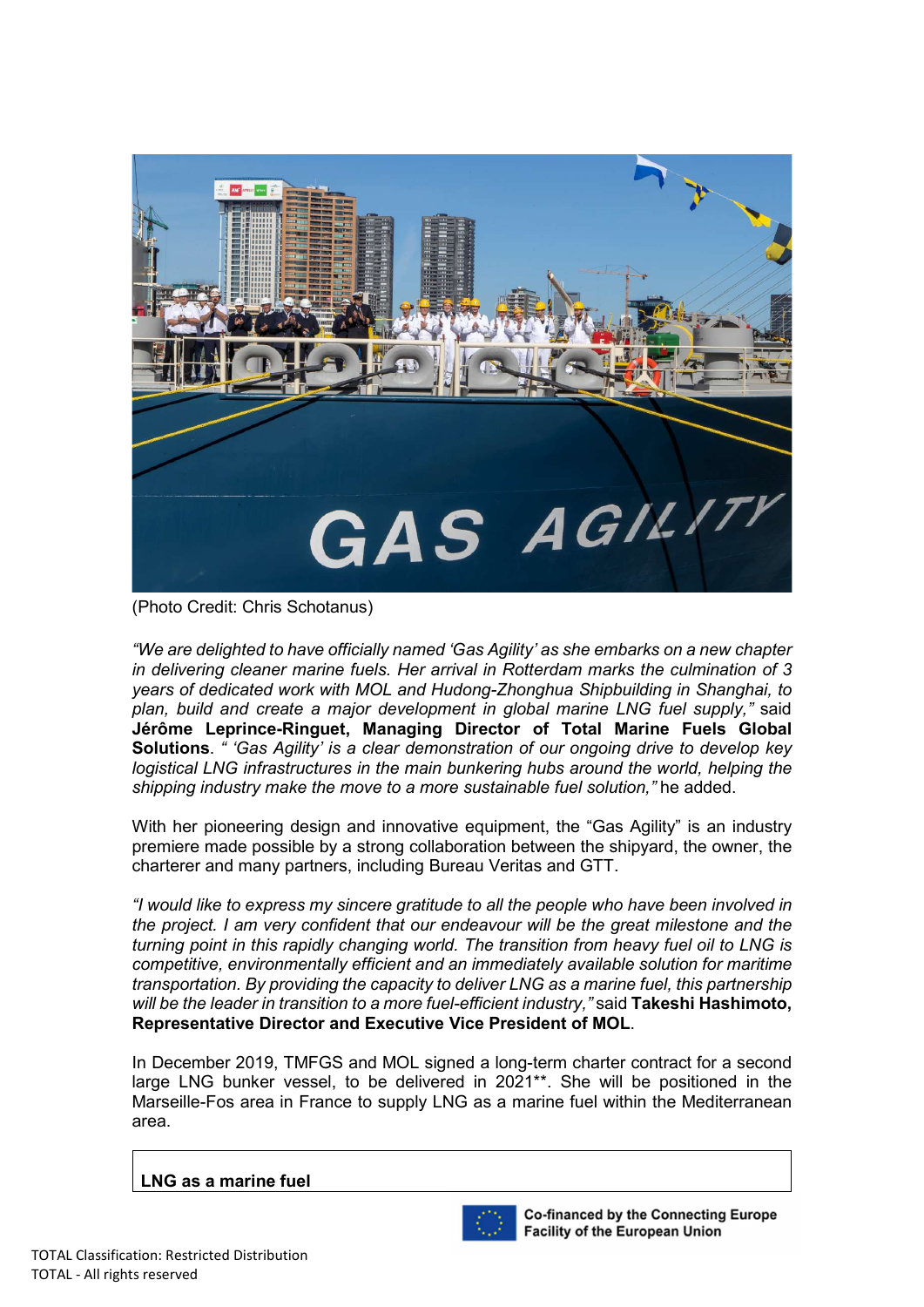(Photo Credit: Chris Schotanus)

*“We are delighted to have officially named ‘Gas Agility’ as she embarks on a new chapter in delivering cleaner marine fuels. Her arrival in Rotterdam marks the culmination of 3 years of dedicated work with MOL and Hudong-Zhonghua Shipbuilding in Shanghai, to plan, build and create a major development in global marine LNG fuel supply,”* said **Jérôme Leprince-Ringuet, Managing Director of Total Marine Fuels Global Solutions**. *“ ‘Gas Agility’ is a clear demonstration of our ongoing drive to develop key logistical LNG infrastructures in the main bunkering hubs around the world, helping the shipping industry make the move to a more sustainable fuel solution,”* he added.

With her pioneering design and innovative equipment, the “Gas Agility” is an industry premiere made possible by a strong collaboration between the shipyard, the owner, the charterer and many partners, including Bureau Veritas and GTT.

*“I would like to express my sincere gratitude to all the people who have been involved in the project. I am very confident that our endeavour will be the great milestone and the turning point in this rapidly changing world. The transition from heavy fuel oil to LNG is competitive, environmentally efficient and an immediately available solution for maritime transportation. By providing the capacity to deliver LNG as a marine fuel, this partnership will be the leader in transition to a more fuel-efficient industry,”* said **Takeshi Hashimoto, Representative Director and Executive Vice President of MOL**.

In December 2019, TMFGS and MOL signed a long-term charter contract for a second large LNG bunker vessel, to be delivered in 2021**. She will be positioned in the Marseille-Fos area in France to supply LNG as a marine fuel within the Mediterranean area.

**LNG as a marine fuel**

Co-financed by the Connecting Europe Facility of the European Union

TOTAL Classification: Restricted Distribution
TOTAL - All rights reserved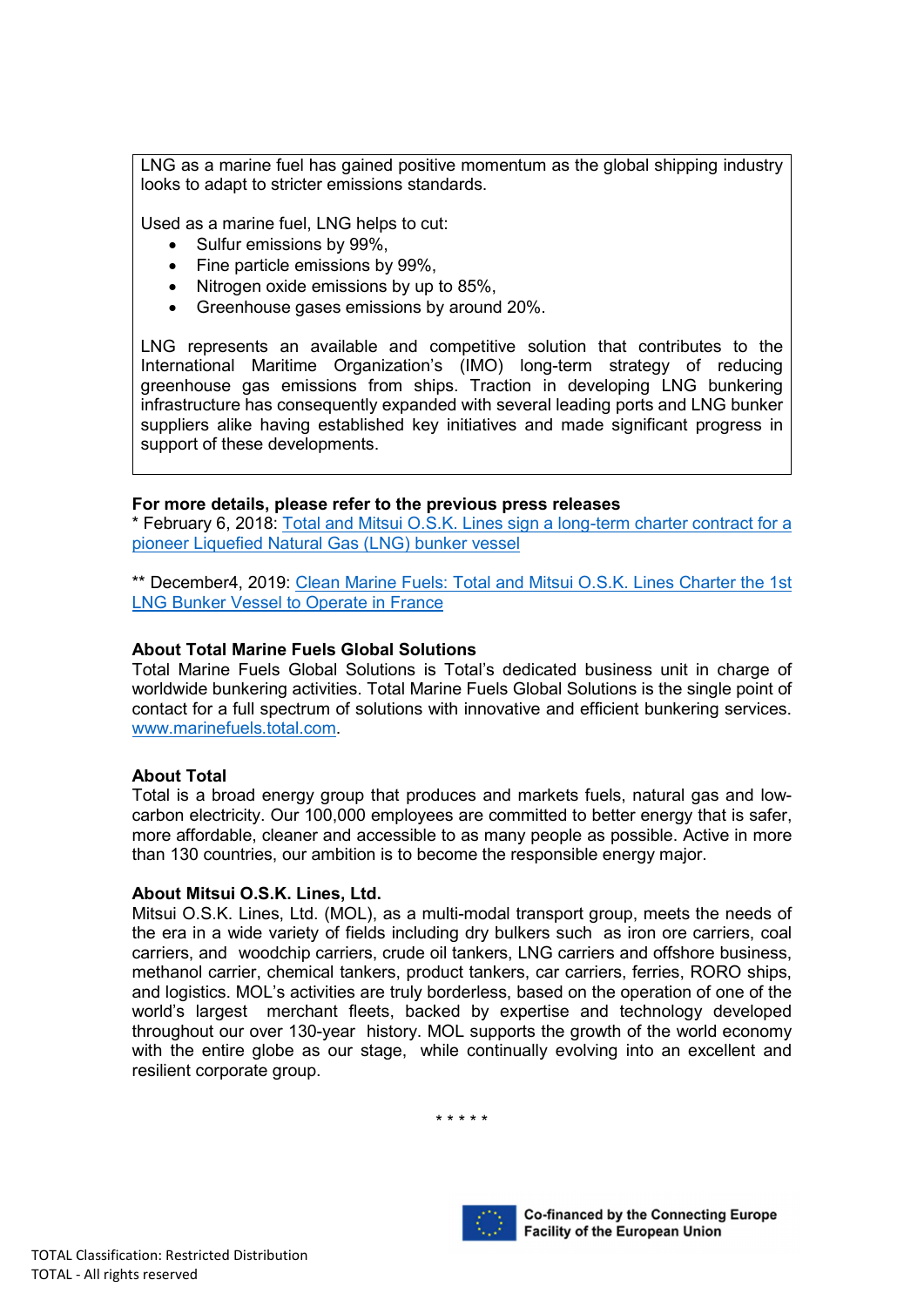LNG as a marine fuel has gained positive momentum as the global shipping industry looks to adapt to stricter emissions standards.

Used as a marine fuel, LNG helps to cut:

- Sulfur emissions by 99%,
- Fine particle emissions by 99%,
- Nitrogen oxide emissions by up to 85%,
- Greenhouse gases emissions by around 20%.

LNG represents an available and competitive solution that contributes to the International Maritime Organization's (IMO) long-term strategy of reducing greenhouse gas emissions from ships. Traction in developing LNG bunkering infrastructure has consequently expanded with several leading ports and LNG bunker suppliers alike having established key initiatives and made significant progress in support of these developments.

**For more details, please refer to the previous press releases**

* February 6, 2018: Total and Mitsui O.S.K. Lines sign a long-term charter contract for a pioneer Liquefied Natural Gas (LNG) bunker vessel

** December4, 2019: Clean Marine Fuels: Total and Mitsui O.S.K. Lines Charter the 1st LNG Bunker Vessel to Operate in France

**About Total Marine Fuels Global Solutions**

Total Marine Fuels Global Solutions is Total's dedicated business unit in charge of worldwide bunkering activities. Total Marine Fuels Global Solutions is the single point of contact for a full spectrum of solutions with innovative and efficient bunkering services. www.marinefuels.total.com.

**About Total**

Total is a broad energy group that produces and markets fuels, natural gas and low-carbon electricity. Our 100,000 employees are committed to better energy that is safer, more affordable, cleaner and accessible to as many people as possible. Active in more than 130 countries, our ambition is to become the responsible energy major.

**About Mitsui O.S.K. Lines, Ltd.**

Mitsui O.S.K. Lines, Ltd. (MOL), as a multi-modal transport group, meets the needs of the era in a wide variety of fields including dry bulkers such as iron ore carriers, coal carriers, and woodchip carriers, crude oil tankers, LNG carriers and offshore business, methanol carrier, chemical tankers, product tankers, car carriers, ferries, RORO ships, and logistics. MOL's activities are truly borderless, based on the operation of one of the world's largest merchant fleets, backed by expertise and technology developed throughout our over 130-year history. MOL supports the growth of the world economy with the entire globe as our stage, while continually evolving into an excellent and resilient corporate group.

\* \* \* \* \*

Co-financed by the Connecting Europe Facility of the European Union

TOTAL Classification: Restricted Distribution
TOTAL - All rights reserved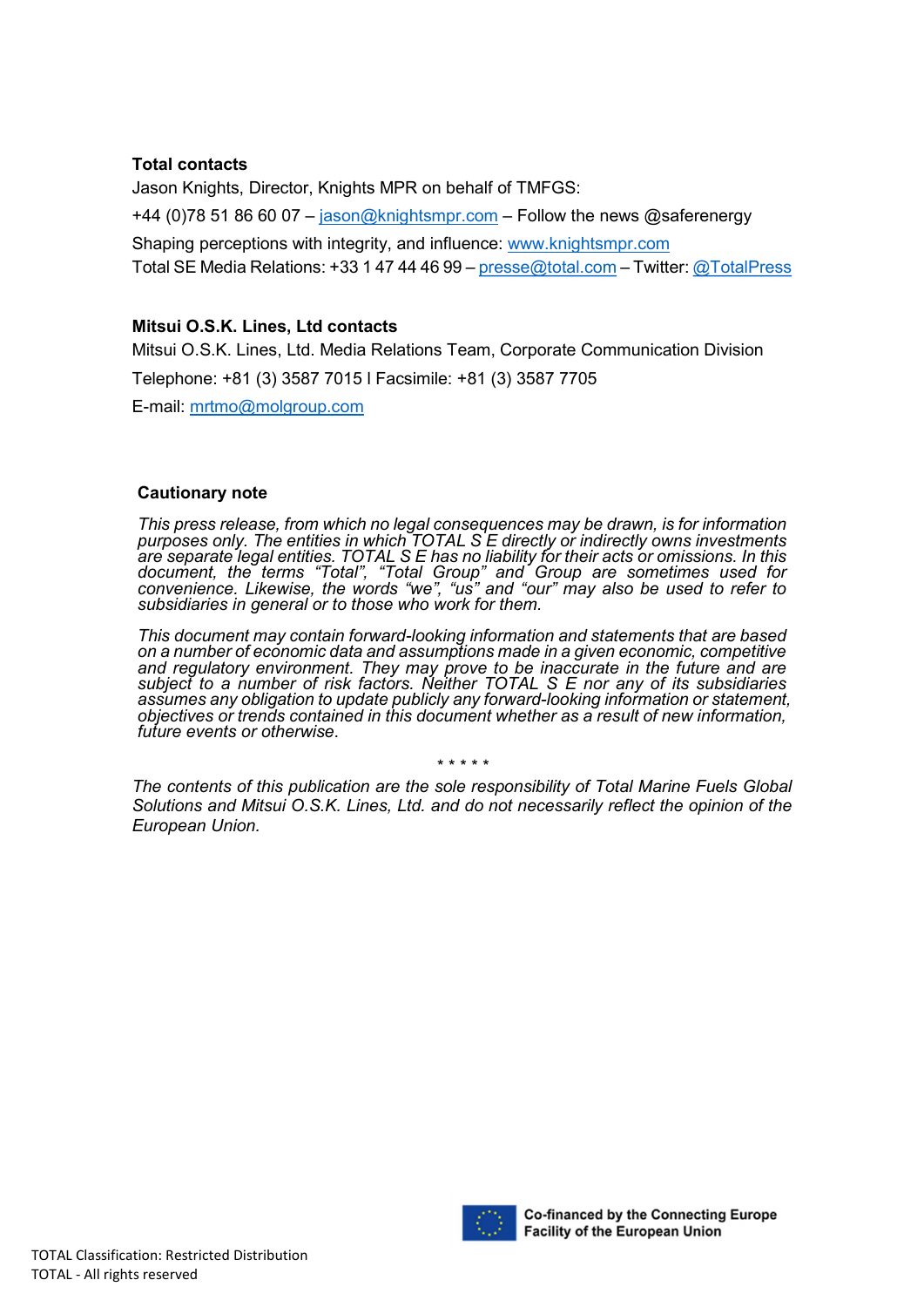**Total contacts**

Jason Knights, Director, Knights MPR on behalf of TMFGS:

+44 (0)78 51 86 60 07 – jason@knightsmpr.com – Follow the news @saferenergy

Shaping perceptions with integrity, and influence: www.knightsmpr.com

Total SE Media Relations: +33 1 47 44 46 99 – presse@total.com – Twitter: @TotalPress

**Mitsui O.S.K. Lines, Ltd contacts**

Mitsui O.S.K. Lines, Ltd. Media Relations Team, Corporate Communication Division

Telephone: +81 (3) 3587 7015 I Facsimile: +81 (3) 3587 7705

E-mail: mrtmo@molgroup.com

**Cautionary note**

*This press release, from which no legal consequences may be drawn, is for information purposes only. The entities in which TOTAL S E directly or indirectly owns investments are separate legal entities. TOTAL S E has no liability for their acts or omissions. In this document, the terms "Total", "Total Group" and Group are sometimes used for convenience. Likewise, the words "we", "us" and "our" may also be used to refer to subsidiaries in general or to those who work for them.*

*This document may contain forward-looking information and statements that are based on a number of economic data and assumptions made in a given economic, competitive and regulatory environment. They may prove to be inaccurate in the future and are subject to a number of risk factors. Neither TOTAL S E nor any of its subsidiaries assumes any obligation to update publicly any forward-looking information or statement, objectives or trends contained in this document whether as a result of new information, future events or otherwise.*

\* \* \* \* \*

*The contents of this publication are the sole responsibility of Total Marine Fuels Global Solutions and Mitsui O.S.K. Lines, Ltd. and do not necessarily reflect the opinion of the European Union.*

**Co-financed by the Connecting Europe Facility of the European Union**

TOTAL Classification: Restricted Distribution
TOTAL - All rights reserved